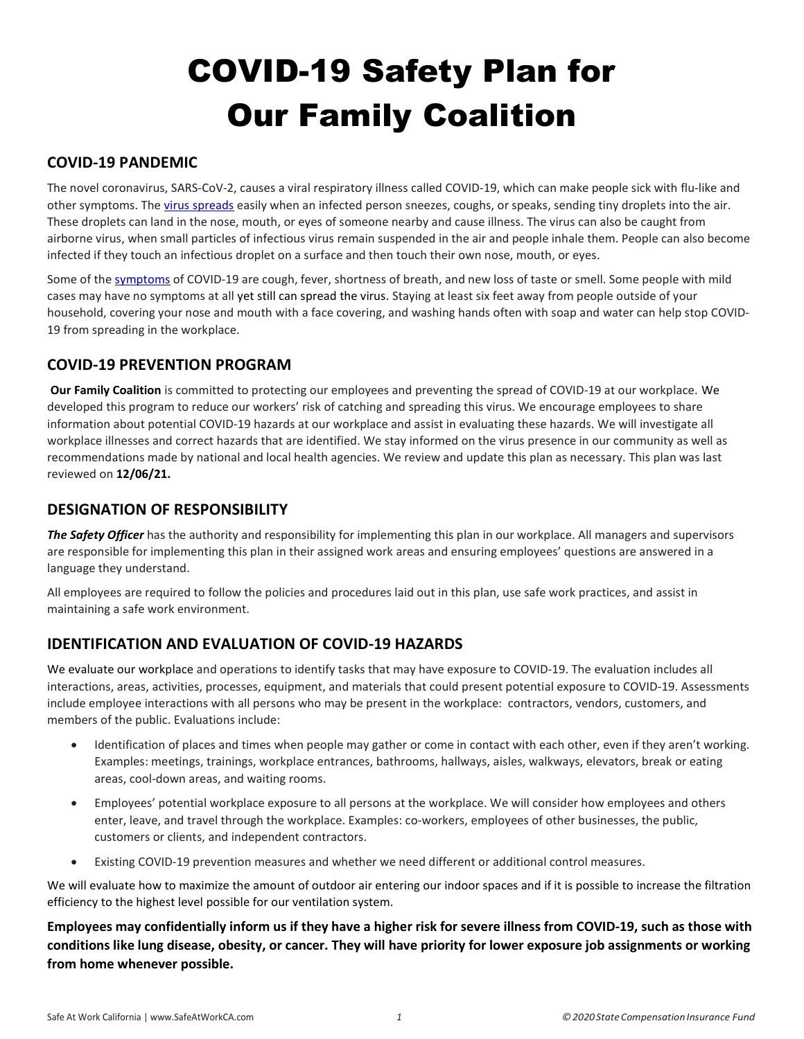# COVID-19 Safety Plan for Our Family Coalition

## COVID-19 PANDEMIC

The novel coronavirus, SARS-CoV-2, causes a viral respiratory illness called COVID-19, which can make people sick with flu-like and other symptoms. The virus spreads easily when an infected person sneezes, coughs, or speaks, sending tiny droplets into the air. These droplets can land in the nose, mouth, or eyes of someone nearby and cause illness. The virus can also be caught from airborne virus, when small particles of infectious virus remain suspended in the air and people inhale them. People can also become infected if they touch an infectious droplet on a surface and then touch their own nose, mouth, or eyes.

Some of the symptoms of COVID-19 are cough, fever, shortness of breath, and new loss of taste or smell. Some people with mild cases may have no symptoms at all yet still can spread the virus. Staying at least six feet away from people outside of your household, covering your nose and mouth with a face covering, and washing hands often with soap and water can help stop COVID-19 from spreading in the workplace.

## COVID-19 PREVENTION PROGRAM

**Our Family Coalition** is committed to protecting our employees and preventing the spread of COVID-19 at our workplace. We developed this program to reduce our workers' risk of catching and spreading this virus. We encourage employees to share information about potential COVID-19 hazards at our workplace and assist in evaluating these hazards. We will investigate all workplace illnesses and correct hazards that are identified. We stay informed on the virus presence in our community as well as recommendations made by national and local health agencies. We review and update this plan as necessary. This plan was last reviewed on **12/06/21.**

## DESIGNATION OF RESPONSIBILITY

***The Safety Officer*** has the authority and responsibility for implementing this plan in our workplace. All managers and supervisors are responsible for implementing this plan in their assigned work areas and ensuring employees' questions are answered in a language they understand.

All employees are required to follow the policies and procedures laid out in this plan, use safe work practices, and assist in maintaining a safe work environment.

## IDENTIFICATION AND EVALUATION OF COVID-19 HAZARDS

We evaluate our workplace and operations to identify tasks that may have exposure to COVID-19. The evaluation includes all interactions, areas, activities, processes, equipment, and materials that could present potential exposure to COVID-19. Assessments include employee interactions with all persons who may be present in the workplace: contractors, vendors, customers, and members of the public. Evaluations include:

- Identification of places and times when people may gather or come in contact with each other, even if they aren't working. Examples: meetings, trainings, workplace entrances, bathrooms, hallways, aisles, walkways, elevators, break or eating areas, cool-down areas, and waiting rooms.
- Employees' potential workplace exposure to all persons at the workplace. We will consider how employees and others enter, leave, and travel through the workplace. Examples: co-workers, employees of other businesses, the public, customers or clients, and independent contractors.
- Existing COVID-19 prevention measures and whether we need different or additional control measures.

We will evaluate how to maximize the amount of outdoor air entering our indoor spaces and if it is possible to increase the filtration efficiency to the highest level possible for our ventilation system.

**Employees may confidentially inform us if they have a higher risk for severe illness from COVID-19, such as those with conditions like lung disease, obesity, or cancer. They will have priority for lower exposure job assignments or working from home whenever possible.**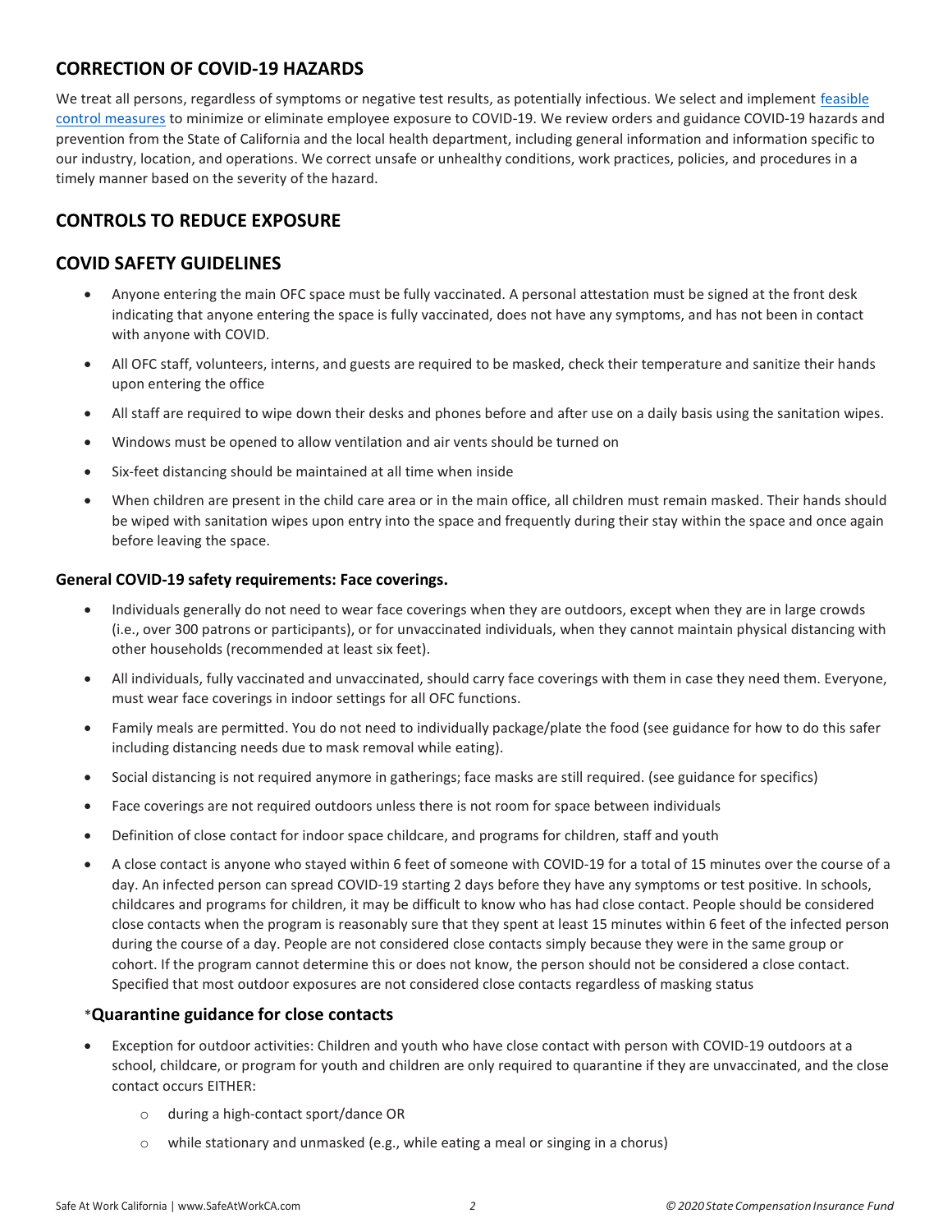## CORRECTION OF COVID-19 HAZARDS

We treat all persons, regardless of symptoms or negative test results, as potentially infectious. We select and implement [feasible control measures](#) to minimize or eliminate employee exposure to COVID-19. We review orders and guidance COVID-19 hazards and prevention from the State of California and the local health department, including general information and information specific to our industry, location, and operations. We correct unsafe or unhealthy conditions, work practices, policies, and procedures in a timely manner based on the severity of the hazard.

## CONTROLS TO REDUCE EXPOSURE

## COVID SAFETY GUIDELINES

- Anyone entering the main OFC space must be fully vaccinated. A personal attestation must be signed at the front desk indicating that anyone entering the space is fully vaccinated, does not have any symptoms, and has not been in contact with anyone with COVID.
- All OFC staff, volunteers, interns, and guests are required to be masked, check their temperature and sanitize their hands upon entering the office
- All staff are required to wipe down their desks and phones before and after use on a daily basis using the sanitation wipes.
- Windows must be opened to allow ventilation and air vents should be turned on
- Six-feet distancing should be maintained at all time when inside
- When children are present in the child care area or in the main office, all children must remain masked. Their hands should be wiped with sanitation wipes upon entry into the space and frequently during their stay within the space and once again before leaving the space.

#### General COVID-19 safety requirements: Face coverings.

- Individuals generally do not need to wear face coverings when they are outdoors, except when they are in large crowds (i.e., over 300 patrons or participants), or for unvaccinated individuals, when they cannot maintain physical distancing with other households (recommended at least six feet).
- All individuals, fully vaccinated and unvaccinated, should carry face coverings with them in case they need them. Everyone, must wear face coverings in indoor settings for all OFC functions.
- Family meals are permitted. You do not need to individually package/plate the food (see guidance for how to do this safer including distancing needs due to mask removal while eating).
- Social distancing is not required anymore in gatherings; face masks are still required. (see guidance for specifics)
- Face coverings are not required outdoors unless there is not room for space between individuals
- Definition of close contact for indoor space childcare, and programs for children, staff and youth
- A close contact is anyone who stayed within 6 feet of someone with COVID-19 for a total of 15 minutes over the course of a day. An infected person can spread COVID-19 starting 2 days before they have any symptoms or test positive. In schools, childcares and programs for children, it may be difficult to know who has had close contact. People should be considered close contacts when the program is reasonably sure that they spent at least 15 minutes within 6 feet of the infected person during the course of a day. People are not considered close contacts simply because they were in the same group or cohort. If the program cannot determine this or does not know, the person should not be considered a close contact. Specified that most outdoor exposures are not considered close contacts regardless of masking status

### *Quarantine guidance for close contacts

- Exception for outdoor activities: Children and youth who have close contact with person with COVID-19 outdoors at a school, childcare, or program for youth and children are only required to quarantine if they are unvaccinated, and the close contact occurs EITHER:
  - during a high-contact sport/dance OR
  - while stationary and unmasked (e.g., while eating a meal or singing in a chorus)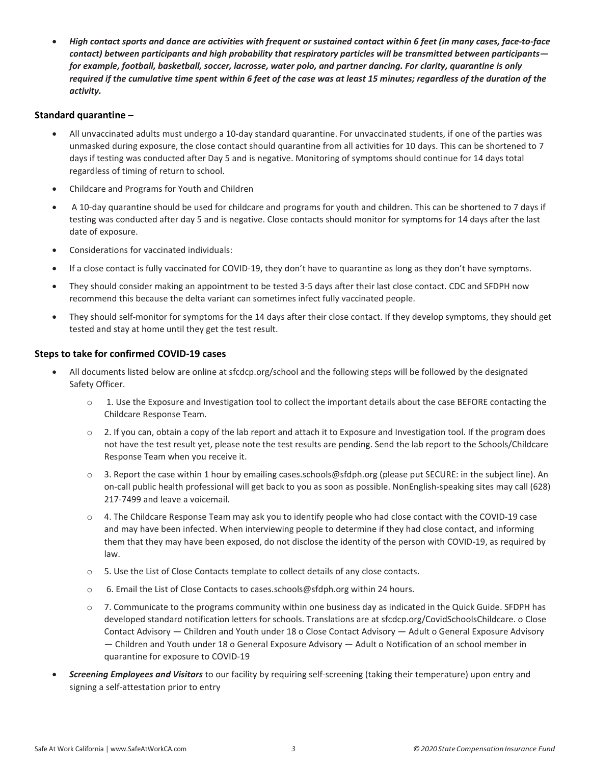- ***High contact sports and dance are activities with frequent or sustained contact within 6 feet (in many cases, face-to-face contact) between participants and high probability that respiratory particles will be transmitted between participants— for example, football, basketball, soccer, lacrosse, water polo, and partner dancing. For clarity, quarantine is only required if the cumulative time spent within 6 feet of the case was at least 15 minutes; regardless of the duration of the activity.***

### Standard quarantine –

- All unvaccinated adults must undergo a 10-day standard quarantine. For unvaccinated students, if one of the parties was unmasked during exposure, the close contact should quarantine from all activities for 10 days. This can be shortened to 7 days if testing was conducted after Day 5 and is negative. Monitoring of symptoms should continue for 14 days total regardless of timing of return to school.
- Childcare and Programs for Youth and Children
- A 10-day quarantine should be used for childcare and programs for youth and children. This can be shortened to 7 days if testing was conducted after day 5 and is negative. Close contacts should monitor for symptoms for 14 days after the last date of exposure.
- Considerations for vaccinated individuals:
- If a close contact is fully vaccinated for COVID-19, they don't have to quarantine as long as they don't have symptoms.
- They should consider making an appointment to be tested 3-5 days after their last close contact. CDC and SFDPH now recommend this because the delta variant can sometimes infect fully vaccinated people.
- They should self-monitor for symptoms for the 14 days after their close contact. If they develop symptoms, they should get tested and stay at home until they get the test result.

### Steps to take for confirmed COVID-19 cases

- All documents listed below are online at sfcdcp.org/school and the following steps will be followed by the designated Safety Officer.
  - 1. Use the Exposure and Investigation tool to collect the important details about the case BEFORE contacting the Childcare Response Team.
  - 2. If you can, obtain a copy of the lab report and attach it to Exposure and Investigation tool. If the program does not have the test result yet, please note the test results are pending. Send the lab report to the Schools/Childcare Response Team when you receive it.
  - 3. Report the case within 1 hour by emailing cases.schools@sfdph.org (please put SECURE: in the subject line). An on-call public health professional will get back to you as soon as possible. NonEnglish-speaking sites may call (628) 217-7499 and leave a voicemail.
  - 4. The Childcare Response Team may ask you to identify people who had close contact with the COVID-19 case and may have been infected. When interviewing people to determine if they had close contact, and informing them that they may have been exposed, do not disclose the identity of the person with COVID-19, as required by law.
  - 5. Use the List of Close Contacts template to collect details of any close contacts.
  - 6. Email the List of Close Contacts to cases.schools@sfdph.org within 24 hours.
  - 7. Communicate to the programs community within one business day as indicated in the Quick Guide. SFDPH has developed standard notification letters for schools. Translations are at sfcdcp.org/CovidSchoolsChildcare. o Close Contact Advisory — Children and Youth under 18 o Close Contact Advisory — Adult o General Exposure Advisory — Children and Youth under 18 o General Exposure Advisory — Adult o Notification of an school member in quarantine for exposure to COVID-19
- ***Screening Employees and Visitors*** to our facility by requiring self-screening (taking their temperature) upon entry and signing a self-attestation prior to entry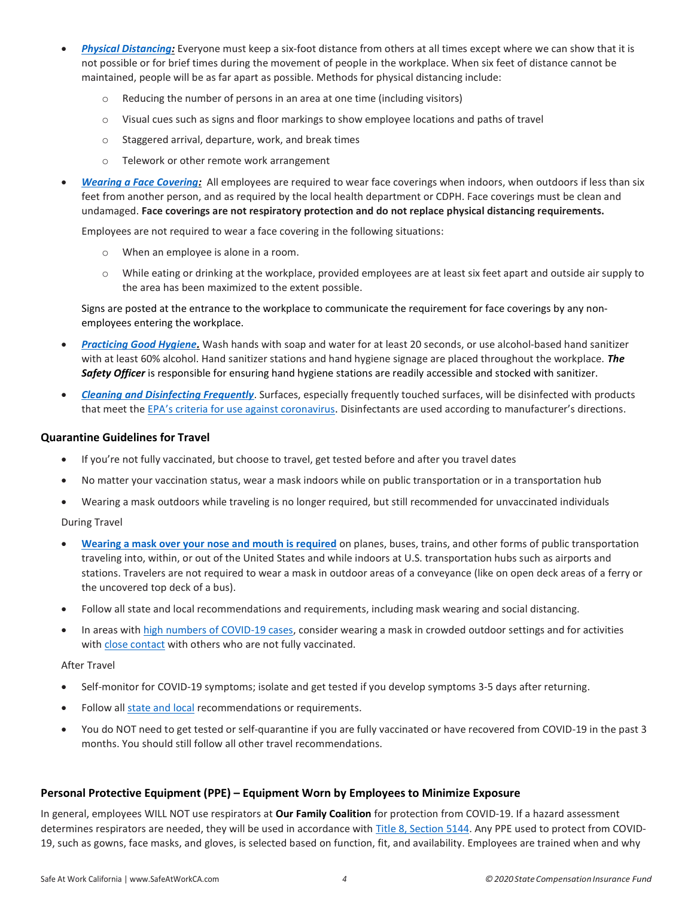- ***Physical Distancing:*** Everyone must keep a six-foot distance from others at all times except where we can show that it is not possible or for brief times during the movement of people in the workplace. When six feet of distance cannot be maintained, people will be as far apart as possible. Methods for physical distancing include:
  - Reducing the number of persons in an area at one time (including visitors)
  - Visual cues such as signs and floor markings to show employee locations and paths of travel
  - Staggered arrival, departure, work, and break times
  - Telework or other remote work arrangement
- ***Wearing a Face Covering:*** All employees are required to wear face coverings when indoors, when outdoors if less than six feet from another person, and as required by the local health department or CDPH. Face coverings must be clean and undamaged. **Face coverings are not respiratory protection and do not replace physical distancing requirements.**

  Employees are not required to wear a face covering in the following situations:
  - When an employee is alone in a room.
  - While eating or drinking at the workplace, provided employees are at least six feet apart and outside air supply to the area has been maximized to the extent possible.

  Signs are posted at the entrance to the workplace to communicate the requirement for face coverings by any non-employees entering the workplace.
- ***Practicing Good Hygiene.*** Wash hands with soap and water for at least 20 seconds, or use alcohol-based hand sanitizer with at least 60% alcohol. Hand sanitizer stations and hand hygiene signage are placed throughout the workplace. ***The Safety Officer*** is responsible for ensuring hand hygiene stations are readily accessible and stocked with sanitizer.
- ***Cleaning and Disinfecting Frequently***. Surfaces, especially frequently touched surfaces, will be disinfected with products that meet the EPA's criteria for use against coronavirus. Disinfectants are used according to manufacturer's directions.

### Quarantine Guidelines for Travel

- If you're not fully vaccinated, but choose to travel, get tested before and after you travel dates
- No matter your vaccination status, wear a mask indoors while on public transportation or in a transportation hub
- Wearing a mask outdoors while traveling is no longer required, but still recommended for unvaccinated individuals

During Travel

- **Wearing a mask over your nose and mouth is required** on planes, buses, trains, and other forms of public transportation traveling into, within, or out of the United States and while indoors at U.S. transportation hubs such as airports and stations. Travelers are not required to wear a mask in outdoor areas of a conveyance (like on open deck areas of a ferry or the uncovered top deck of a bus).
- Follow all state and local recommendations and requirements, including mask wearing and social distancing.
- In areas with high numbers of COVID-19 cases, consider wearing a mask in crowded outdoor settings and for activities with close contact with others who are not fully vaccinated.

After Travel

- Self-monitor for COVID-19 symptoms; isolate and get tested if you develop symptoms 3-5 days after returning.
- Follow all state and local recommendations or requirements.
- You do NOT need to get tested or self-quarantine if you are fully vaccinated or have recovered from COVID-19 in the past 3 months. You should still follow all other travel recommendations.

### Personal Protective Equipment (PPE) – Equipment Worn by Employees to Minimize Exposure

In general, employees WILL NOT use respirators at **Our Family Coalition** for protection from COVID-19. If a hazard assessment determines respirators are needed, they will be used in accordance with Title 8, Section 5144. Any PPE used to protect from COVID-19, such as gowns, face masks, and gloves, is selected based on function, fit, and availability. Employees are trained when and why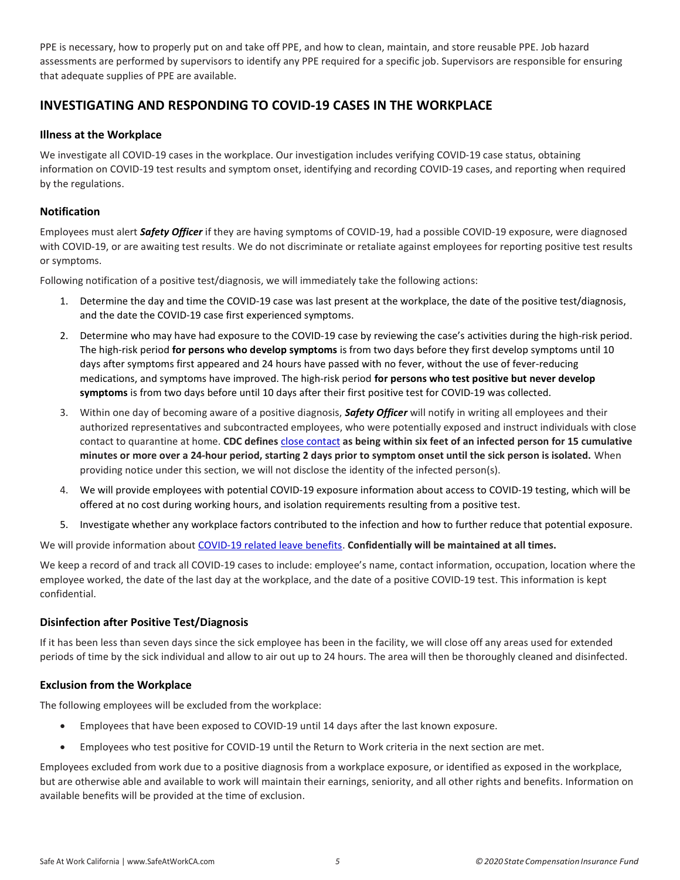PPE is necessary, how to properly put on and take off PPE, and how to clean, maintain, and store reusable PPE. Job hazard assessments are performed by supervisors to identify any PPE required for a specific job. Supervisors are responsible for ensuring that adequate supplies of PPE are available.

## INVESTIGATING AND RESPONDING TO COVID-19 CASES IN THE WORKPLACE

### Illness at the Workplace

We investigate all COVID-19 cases in the workplace. Our investigation includes verifying COVID-19 case status, obtaining information on COVID-19 test results and symptom onset, identifying and recording COVID-19 cases, and reporting when required by the regulations.

### Notification

Employees must alert ***Safety Officer*** if they are having symptoms of COVID-19, had a possible COVID-19 exposure, were diagnosed with COVID-19, or are awaiting test results. We do not discriminate or retaliate against employees for reporting positive test results or symptoms.

Following notification of a positive test/diagnosis, we will immediately take the following actions:

1. Determine the day and time the COVID-19 case was last present at the workplace, the date of the positive test/diagnosis, and the date the COVID-19 case first experienced symptoms.
2. Determine who may have had exposure to the COVID-19 case by reviewing the case's activities during the high-risk period. The high-risk period **for persons who develop symptoms** is from two days before they first develop symptoms until 10 days after symptoms first appeared and 24 hours have passed with no fever, without the use of fever-reducing medications, and symptoms have improved. The high-risk period **for persons who test positive but never develop symptoms** is from two days before until 10 days after their first positive test for COVID-19 was collected.
3. Within one day of becoming aware of a positive diagnosis, ***Safety Officer*** will notify in writing all employees and their authorized representatives and subcontracted employees, who were potentially exposed and instruct individuals with close contact to quarantine at home. **CDC defines** close contact **as being within six feet of an infected person for 15 cumulative minutes or more over a 24-hour period, starting 2 days prior to symptom onset until the sick person is isolated.** When providing notice under this section, we will not disclose the identity of the infected person(s).
4. We will provide employees with potential COVID-19 exposure information about access to COVID-19 testing, which will be offered at no cost during working hours, and isolation requirements resulting from a positive test.
5. Investigate whether any workplace factors contributed to the infection and how to further reduce that potential exposure.

We will provide information about COVID-19 related leave benefits. **Confidentially will be maintained at all times.**

We keep a record of and track all COVID-19 cases to include: employee's name, contact information, occupation, location where the employee worked, the date of the last day at the workplace, and the date of a positive COVID-19 test. This information is kept confidential.

### Disinfection after Positive Test/Diagnosis

If it has been less than seven days since the sick employee has been in the facility, we will close off any areas used for extended periods of time by the sick individual and allow to air out up to 24 hours. The area will then be thoroughly cleaned and disinfected.

### Exclusion from the Workplace

The following employees will be excluded from the workplace:

- Employees that have been exposed to COVID-19 until 14 days after the last known exposure.
- Employees who test positive for COVID-19 until the Return to Work criteria in the next section are met.

Employees excluded from work due to a positive diagnosis from a workplace exposure, or identified as exposed in the workplace, but are otherwise able and available to work will maintain their earnings, seniority, and all other rights and benefits. Information on available benefits will be provided at the time of exclusion.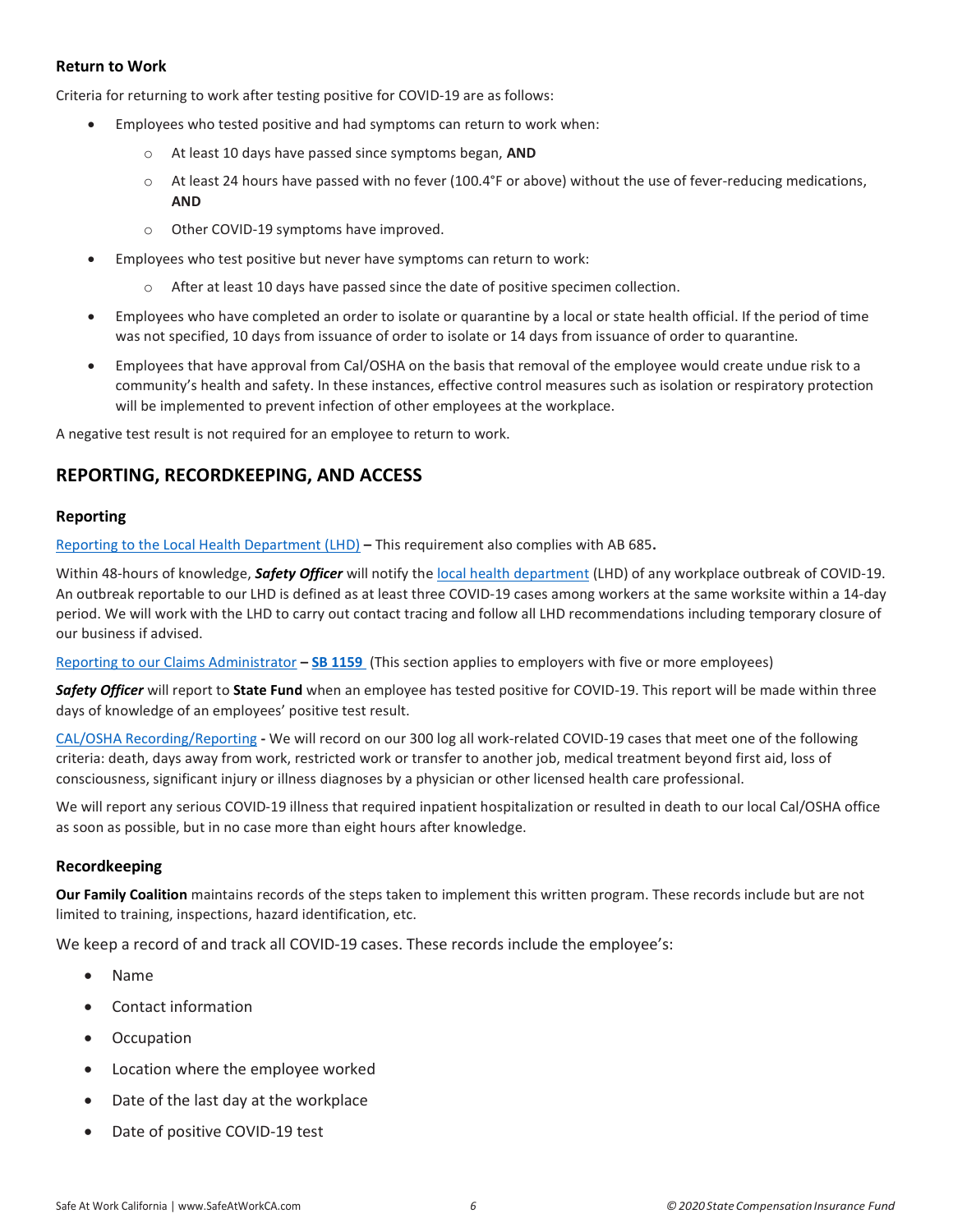### Return to Work

Criteria for returning to work after testing positive for COVID-19 are as follows:

- Employees who tested positive and had symptoms can return to work when:
  - At least 10 days have passed since symptoms began, **AND**
  - At least 24 hours have passed with no fever (100.4°F or above) without the use of fever-reducing medications, **AND**
  - Other COVID-19 symptoms have improved.
- Employees who test positive but never have symptoms can return to work:
  - After at least 10 days have passed since the date of positive specimen collection.
- Employees who have completed an order to isolate or quarantine by a local or state health official. If the period of time was not specified, 10 days from issuance of order to isolate or 14 days from issuance of order to quarantine.
- Employees that have approval from Cal/OSHA on the basis that removal of the employee would create undue risk to a community's health and safety. In these instances, effective control measures such as isolation or respiratory protection will be implemented to prevent infection of other employees at the workplace.

A negative test result is not required for an employee to return to work.

## REPORTING, RECORDKEEPING, AND ACCESS

### Reporting

Reporting to the Local Health Department (LHD) **–** This requirement also complies with AB 685**.**

Within 48-hours of knowledge, ***Safety Officer*** will notify the local health department (LHD) of any workplace outbreak of COVID-19. An outbreak reportable to our LHD is defined as at least three COVID-19 cases among workers at the same worksite within a 14-day period. We will work with the LHD to carry out contact tracing and follow all LHD recommendations including temporary closure of our business if advised.

Reporting to our Claims Administrator **– SB 1159** (This section applies to employers with five or more employees)

***Safety Officer*** will report to **State Fund** when an employee has tested positive for COVID-19. This report will be made within three days of knowledge of an employees' positive test result.

CAL/OSHA Recording/Reporting **-** We will record on our 300 log all work-related COVID-19 cases that meet one of the following criteria: death, days away from work, restricted work or transfer to another job, medical treatment beyond first aid, loss of consciousness, significant injury or illness diagnoses by a physician or other licensed health care professional.

We will report any serious COVID-19 illness that required inpatient hospitalization or resulted in death to our local Cal/OSHA office as soon as possible, but in no case more than eight hours after knowledge.

### Recordkeeping

**Our Family Coalition** maintains records of the steps taken to implement this written program. These records include but are not limited to training, inspections, hazard identification, etc.

We keep a record of and track all COVID-19 cases. These records include the employee's:

- Name
- Contact information
- Occupation
- Location where the employee worked
- Date of the last day at the workplace
- Date of positive COVID-19 test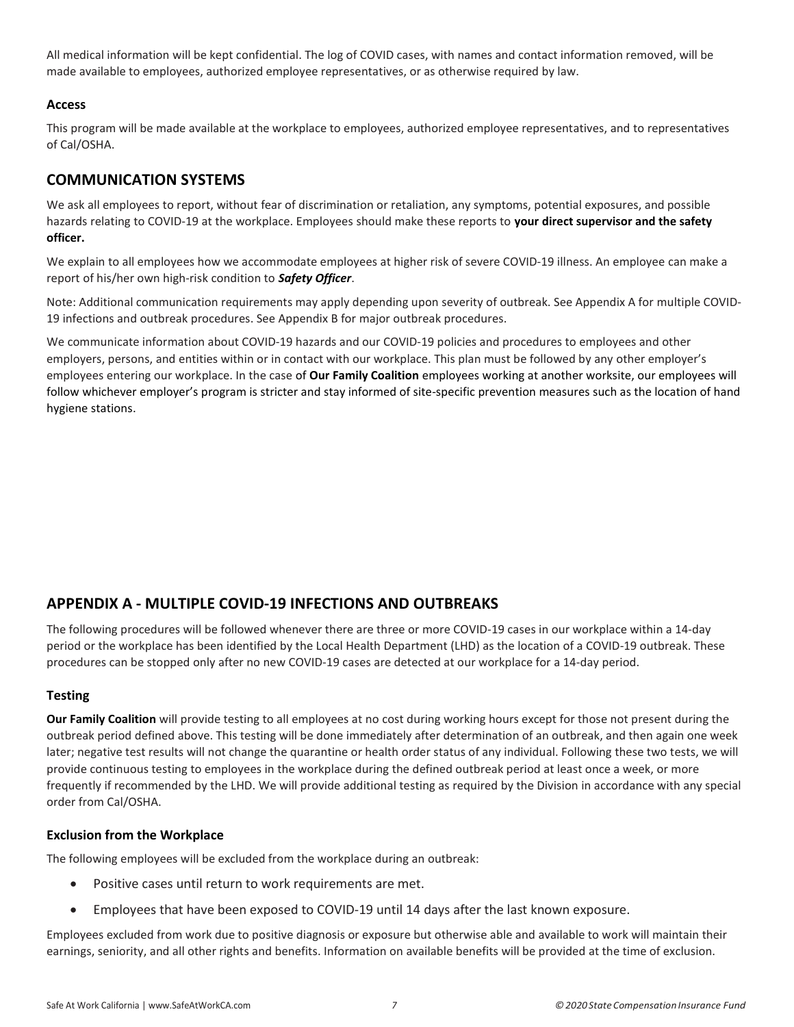All medical information will be kept confidential. The log of COVID cases, with names and contact information removed, will be made available to employees, authorized employee representatives, or as otherwise required by law.

### Access

This program will be made available at the workplace to employees, authorized employee representatives, and to representatives of Cal/OSHA.

## COMMUNICATION SYSTEMS

We ask all employees to report, without fear of discrimination or retaliation, any symptoms, potential exposures, and possible hazards relating to COVID-19 at the workplace. Employees should make these reports to **your direct supervisor and the safety officer.**

We explain to all employees how we accommodate employees at higher risk of severe COVID-19 illness. An employee can make a report of his/her own high-risk condition to ***Safety Officer***.

Note: Additional communication requirements may apply depending upon severity of outbreak. See Appendix A for multiple COVID-19 infections and outbreak procedures. See Appendix B for major outbreak procedures.

We communicate information about COVID-19 hazards and our COVID-19 policies and procedures to employees and other employers, persons, and entities within or in contact with our workplace. This plan must be followed by any other employer's employees entering our workplace. In the case of **Our Family Coalition** employees working at another worksite, our employees will follow whichever employer's program is stricter and stay informed of site-specific prevention measures such as the location of hand hygiene stations.

## APPENDIX A - MULTIPLE COVID-19 INFECTIONS AND OUTBREAKS

The following procedures will be followed whenever there are three or more COVID-19 cases in our workplace within a 14-day period or the workplace has been identified by the Local Health Department (LHD) as the location of a COVID-19 outbreak. These procedures can be stopped only after no new COVID-19 cases are detected at our workplace for a 14-day period.

### Testing

**Our Family Coalition** will provide testing to all employees at no cost during working hours except for those not present during the outbreak period defined above. This testing will be done immediately after determination of an outbreak, and then again one week later; negative test results will not change the quarantine or health order status of any individual. Following these two tests, we will provide continuous testing to employees in the workplace during the defined outbreak period at least once a week, or more frequently if recommended by the LHD. We will provide additional testing as required by the Division in accordance with any special order from Cal/OSHA.

### Exclusion from the Workplace

The following employees will be excluded from the workplace during an outbreak:

- Positive cases until return to work requirements are met.
- Employees that have been exposed to COVID-19 until 14 days after the last known exposure.

Employees excluded from work due to positive diagnosis or exposure but otherwise able and available to work will maintain their earnings, seniority, and all other rights and benefits. Information on available benefits will be provided at the time of exclusion.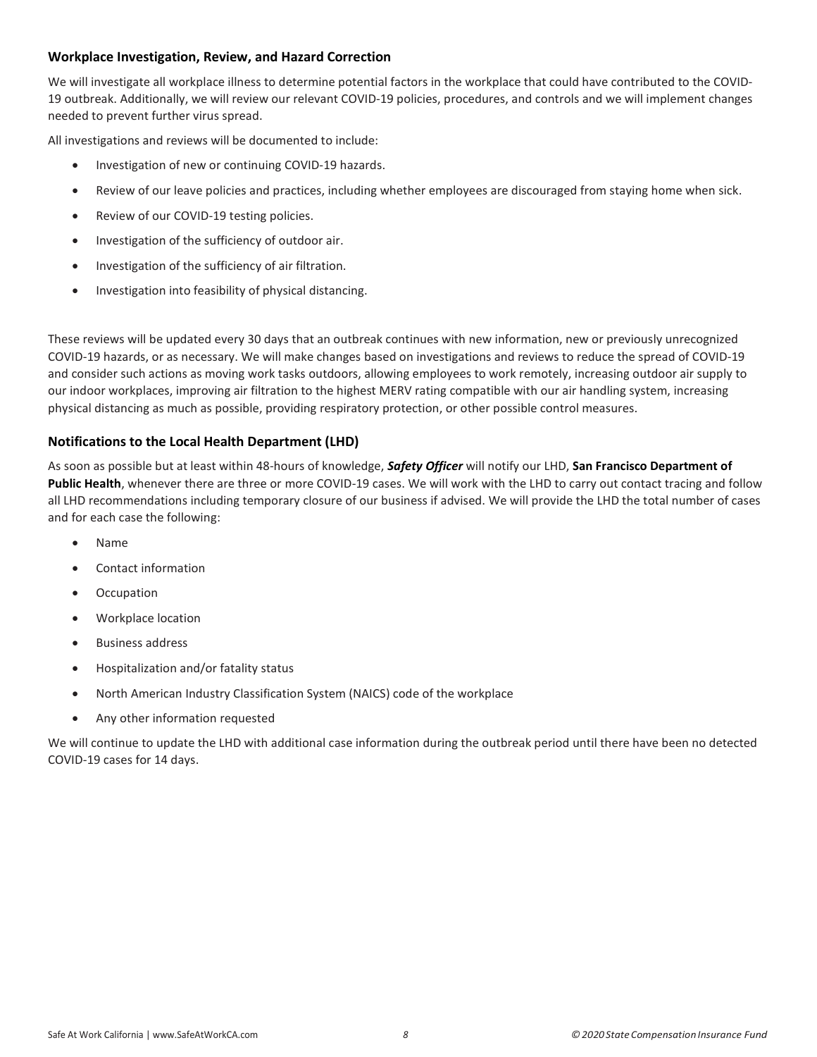### Workplace Investigation, Review, and Hazard Correction

We will investigate all workplace illness to determine potential factors in the workplace that could have contributed to the COVID-19 outbreak. Additionally, we will review our relevant COVID-19 policies, procedures, and controls and we will implement changes needed to prevent further virus spread.

All investigations and reviews will be documented to include:

- Investigation of new or continuing COVID-19 hazards.
- Review of our leave policies and practices, including whether employees are discouraged from staying home when sick.
- Review of our COVID-19 testing policies.
- Investigation of the sufficiency of outdoor air.
- Investigation of the sufficiency of air filtration.
- Investigation into feasibility of physical distancing.

These reviews will be updated every 30 days that an outbreak continues with new information, new or previously unrecognized COVID-19 hazards, or as necessary. We will make changes based on investigations and reviews to reduce the spread of COVID-19 and consider such actions as moving work tasks outdoors, allowing employees to work remotely, increasing outdoor air supply to our indoor workplaces, improving air filtration to the highest MERV rating compatible with our air handling system, increasing physical distancing as much as possible, providing respiratory protection, or other possible control measures.

### Notifications to the Local Health Department (LHD)

As soon as possible but at least within 48-hours of knowledge, ***Safety Officer*** will notify our LHD, **San Francisco Department of Public Health**, whenever there are three or more COVID-19 cases. We will work with the LHD to carry out contact tracing and follow all LHD recommendations including temporary closure of our business if advised. We will provide the LHD the total number of cases and for each case the following:

- Name
- Contact information
- Occupation
- Workplace location
- Business address
- Hospitalization and/or fatality status
- North American Industry Classification System (NAICS) code of the workplace
- Any other information requested

We will continue to update the LHD with additional case information during the outbreak period until there have been no detected COVID-19 cases for 14 days.